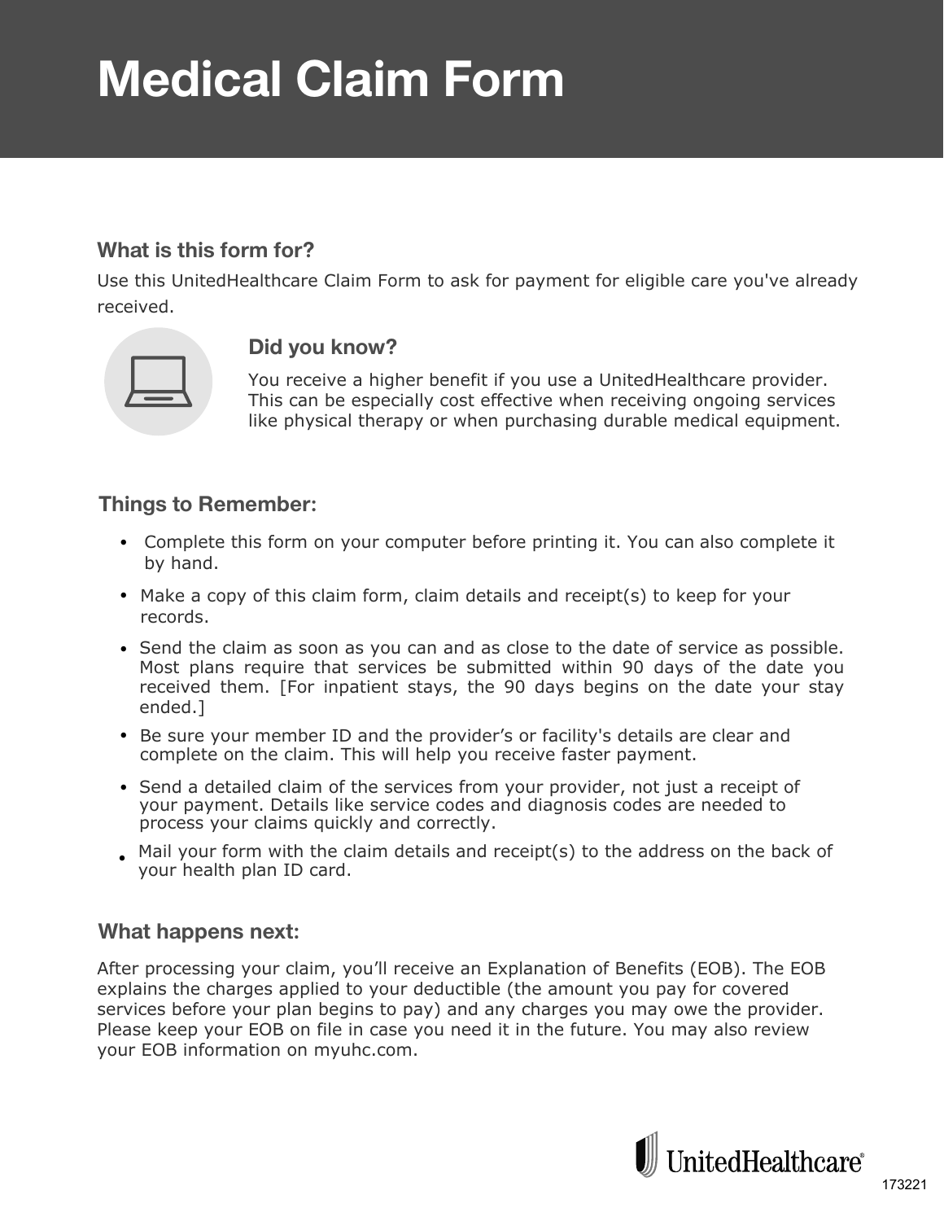# Medical Claim Form

## What is this form for?

Use this UnitedHealthcare Claim Form to ask for payment for eligible care you've already received.

### Did you know?

You receive a higher benefit if you use a UnitedHealthcare provider. This can be especially cost effective when receiving ongoing services like physical therapy or when purchasing durable medical equipment.

## Things to Remember:

- Complete this form on your computer before printing it. You can also complete it by hand.
- Make a copy of this claim form, claim details and receipt(s) to keep for your records.
- Send the claim as soon as you can and as close to the date of service as possible. Most plans require that services be submitted within 90 days of the date you received them. [For inpatient stays, the 90 days begins on the date your stay ended.]
- Be sure your member ID and the provider's or facility's details are clear and complete on the claim. This will help you receive faster payment.
- Send a detailed claim of the services from your provider, not just a receipt of your payment. Details like service codes and diagnosis codes are needed to process your claims quickly and correctly.
- Mail your form with the claim details and receipt(s) to the address on the back of your health plan ID card.

## What happens next:

After processing your claim, you'll receive an Explanation of Benefits (EOB). The EOB explains the charges applied to your deductible (the amount you pay for covered services before your plan begins to pay) and any charges you may owe the provider. Please keep your EOB on file in case you need it in the future. You may also review your EOB information on myuhc.com.

UnitedHealthcare®

173221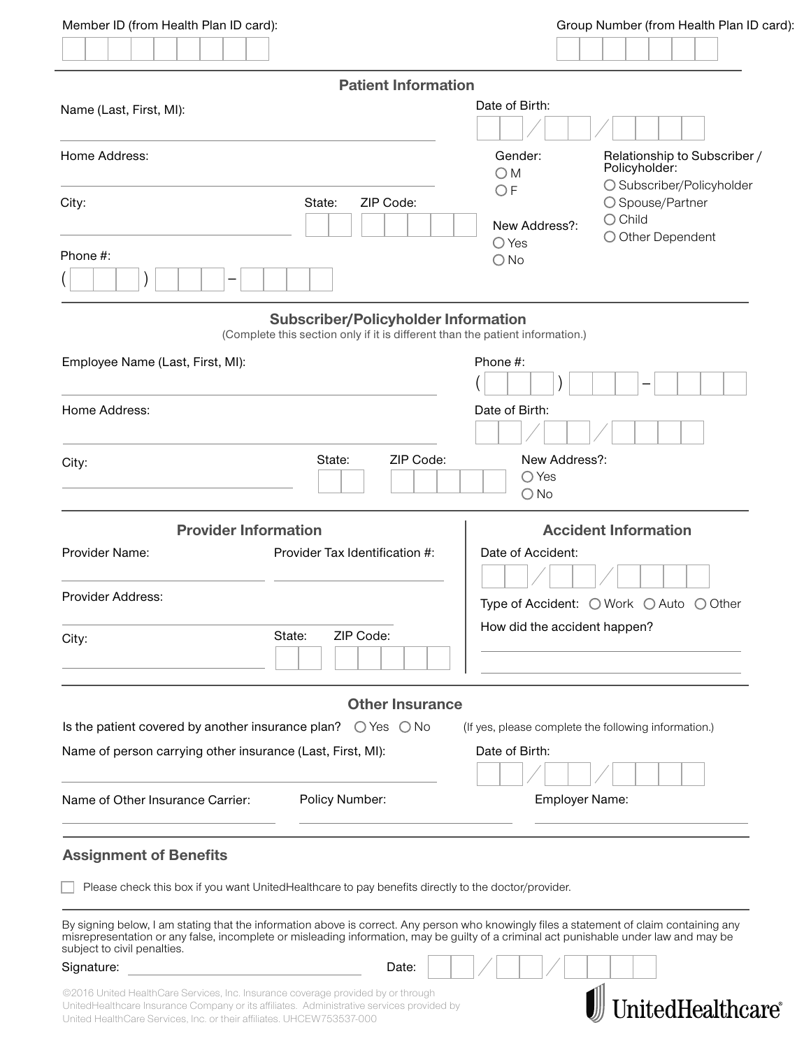Member ID (from Health Plan ID card):

Group Number (from Health Plan ID card):

## Patient Information

Name (Last, First, MI):

Date of Birth: ___ / ___ / ___

Home Address:

Gender:
- ◯ M
- ◯ F

Relationship to Subscriber / Policyholder:
- ◯ Subscriber/Policyholder
- ◯ Spouse/Partner
- ◯ Child
- ◯ Other Dependent

City:

State:

ZIP Code:

New Address?:
- ◯ Yes
- ◯ No

Phone #: ( ) –

## Subscriber/Policyholder Information

(Complete this section only if it is different than the patient information.)

Employee Name (Last, First, MI):

Phone #: ( ) –

Home Address:

Date of Birth: ___ / ___ / ___

City:

State:

ZIP Code:

New Address?:
- ◯ Yes
- ◯ No

## Provider Information

Provider Name:

Provider Tax Identification #:

Provider Address:

City:

State:

ZIP Code:

## Accident Information

Date of Accident: ___ / ___ / ___

Type of Accident: ◯ Work ◯ Auto ◯ Other

How did the accident happen?

## Other Insurance

Is the patient covered by another insurance plan? ◯ Yes ◯ No (If yes, please complete the following information.)

Name of person carrying other insurance (Last, First, MI):

Date of Birth: ___ / ___ / ___

Name of Other Insurance Carrier:

Policy Number:

Employer Name:

## Assignment of Benefits

☐ Please check this box if you want UnitedHealthcare to pay benefits directly to the doctor/provider.

By signing below, I am stating that the information above is correct. Any person who knowingly files a statement of claim containing any misrepresentation or any false, incomplete or misleading information, may be guilty of a criminal act punishable under law and may be subject to civil penalties.

Signature: ______________________

Date: ___ / ___ / ___

©2016 United HealthCare Services, Inc. Insurance coverage provided by or through UnitedHealthcare Insurance Company or its affiliates. Administrative services provided by United HealthCare Services, Inc. or their affiliates. UHCEW753537-000

UnitedHealthcare®